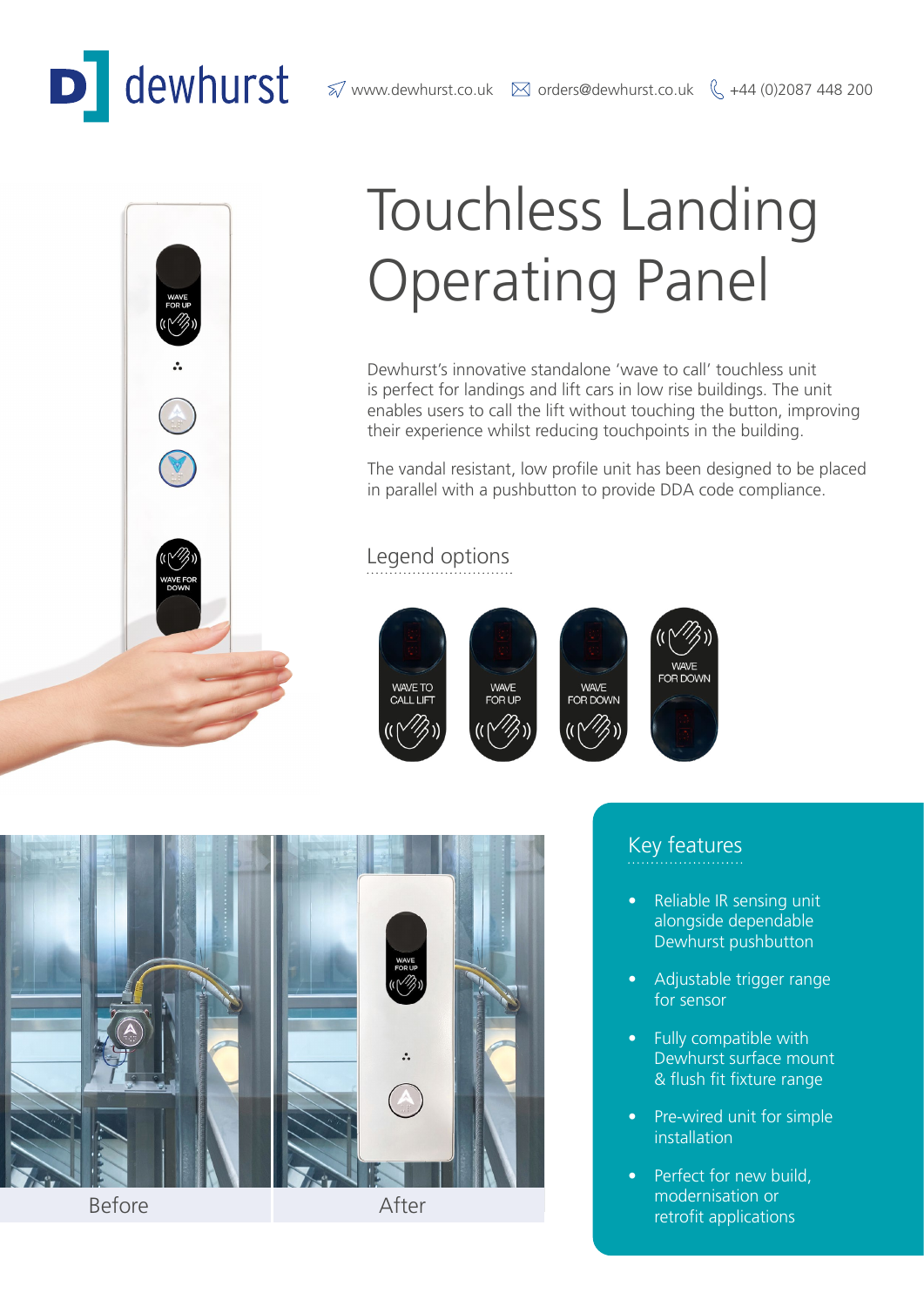dewhurst

www.dewhurst.co.uk orders@dewhurst.co.uk +44 (0)2087 448 200

# Touchless Landing Operating Panel

Dewhurst's innovative standalone 'wave to call' touchless unit is perfect for landings and lift cars in low rise buildings. The unit enables users to call the lift without touching the button, improving their experience whilst reducing touchpoints in the building.

The vandal resistant, low profile unit has been designed to be placed in parallel with a pushbutton to provide DDA code compliance.

## Legend options

WAVE TO CALL LIFT

WAVE FOR UP

WAVE FOR DOWN

WAVE FOR DOWN

Before

After

## Key features

- Reliable IR sensing unit alongside dependable Dewhurst pushbutton
- Adjustable trigger range for sensor
- Fully compatible with Dewhurst surface mount & flush fit fixture range
- Pre-wired unit for simple installation
- Perfect for new build, modernisation or retrofit applications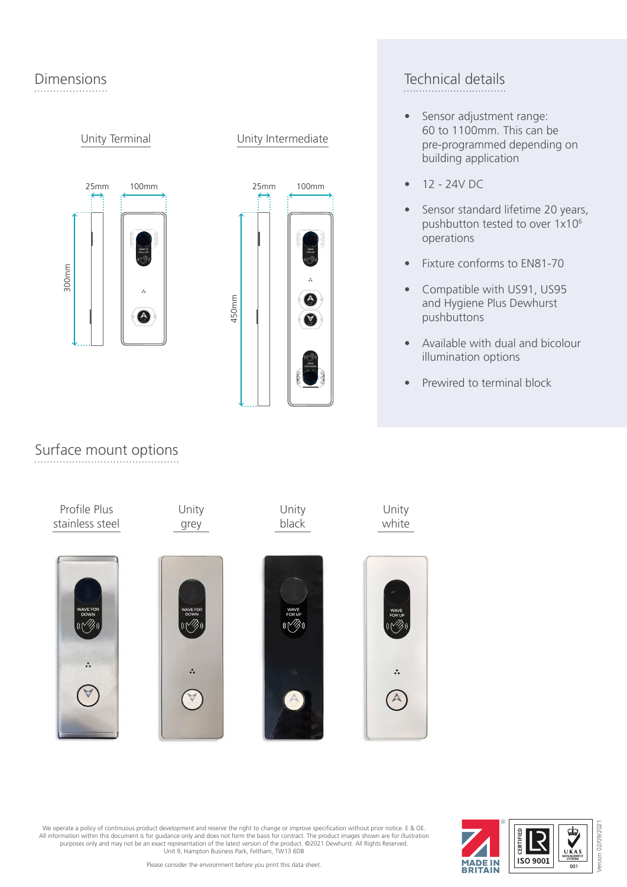## Dimensions

### Unity Terminal

25mm
100mm
300mm

### Unity Intermediate

25mm
100mm
450mm

## Technical details

- Sensor adjustment range: 60 to 1100mm. This can be pre-programmed depending on building application
- 12 - 24V DC
- Sensor standard lifetime 20 years, pushbutton tested to over $1x10^6$ operations
- Fixture conforms to EN81-70
- Compatible with US91, US95 and Hygiene Plus Dewhurst pushbuttons
- Available with dual and bicolour illumination options
- Prewired to terminal block

## Surface mount options

Profile Plus stainless steel

Unity grey

Unity black

Unity white

We operate a policy of continuous product development and reserve the right to change or improve specification without prior notice. E & OE. All information within this document is for guidance only and does not form the basis for contract. The product images shown are for illustration purposes only and may not be an exact representation of the product. ©2021 Dewhurst. All Rights Reserved.
Unit 9, Hampton Business Park, Feltham, TW13 6DB

Please consider the environment before you print this data sheet.

MADE IN BRITAIN

CERTIFIED ISO 9001

UKAS MANAGEMENT SYSTEMS 001

Version 02/09/2021